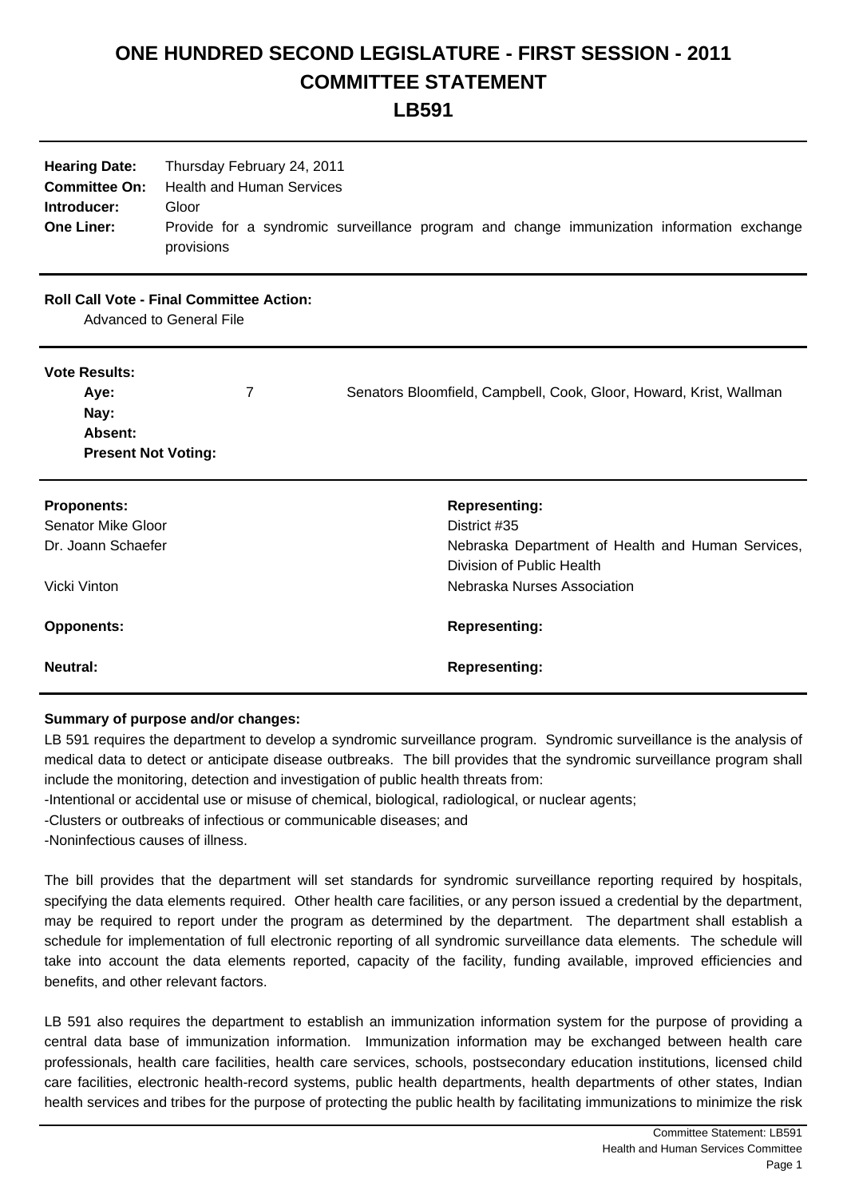# ONE HUNDRED SECOND LEGISLATURE - FIRST SESSION - 2011
# COMMITTEE STATEMENT
# LB591

| | |
|---|---|
| **Hearing Date:** | Thursday February 24, 2011 |
| **Committee On:** | Health and Human Services |
| **Introducer:** | Gloor |
| **One Liner:** | Provide for a syndromic surveillance program and change immunization information exchange provisions |

**Roll Call Vote - Final Committee Action:**

Advanced to General File

**Vote Results:**

| | | |
|---|---|---|
| **Aye:** | 7 | Senators Bloomfield, Campbell, Cook, Gloor, Howard, Krist, Wallman |
| **Nay:** | | |
| **Absent:** | | |
| **Present Not Voting:** | | |

| **Proponents:** | **Representing:** |
|---|---|
| Senator Mike Gloor | District #35 |
| Dr. Joann Schaefer | Nebraska Department of Health and Human Services, Division of Public Health |
| Vicki Vinton | Nebraska Nurses Association |
| **Opponents:** | **Representing:** |
| **Neutral:** | **Representing:** |

**Summary of purpose and/or changes:**

LB 591 requires the department to develop a syndromic surveillance program. Syndromic surveillance is the analysis of medical data to detect or anticipate disease outbreaks. The bill provides that the syndromic surveillance program shall include the monitoring, detection and investigation of public health threats from:

-Intentional or accidental use or misuse of chemical, biological, radiological, or nuclear agents;

-Clusters or outbreaks of infectious or communicable diseases; and

-Noninfectious causes of illness.

The bill provides that the department will set standards for syndromic surveillance reporting required by hospitals, specifying the data elements required. Other health care facilities, or any person issued a credential by the department, may be required to report under the program as determined by the department. The department shall establish a schedule for implementation of full electronic reporting of all syndromic surveillance data elements. The schedule will take into account the data elements reported, capacity of the facility, funding available, improved efficiencies and benefits, and other relevant factors.

LB 591 also requires the department to establish an immunization information system for the purpose of providing a central data base of immunization information. Immunization information may be exchanged between health care professionals, health care facilities, health care services, schools, postsecondary education institutions, licensed child care facilities, electronic health-record systems, public health departments, health departments of other states, Indian health services and tribes for the purpose of protecting the public health by facilitating immunizations to minimize the risk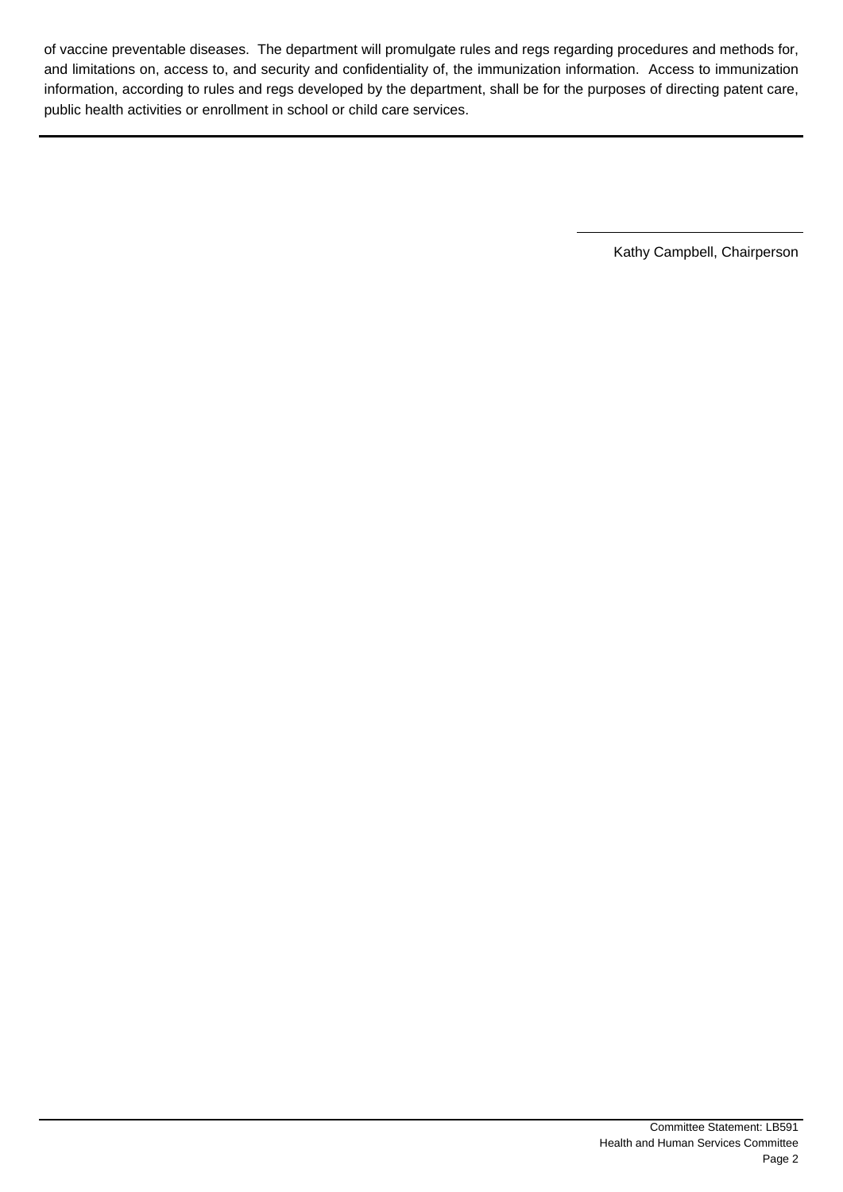of vaccine preventable diseases. The department will promulgate rules and regs regarding procedures and methods for, and limitations on, access to, and security and confidentiality of, the immunization information. Access to immunization information, according to rules and regs developed by the department, shall be for the purposes of directing patent care, public health activities or enrollment in school or child care services.

---

Kathy Campbell, Chairperson